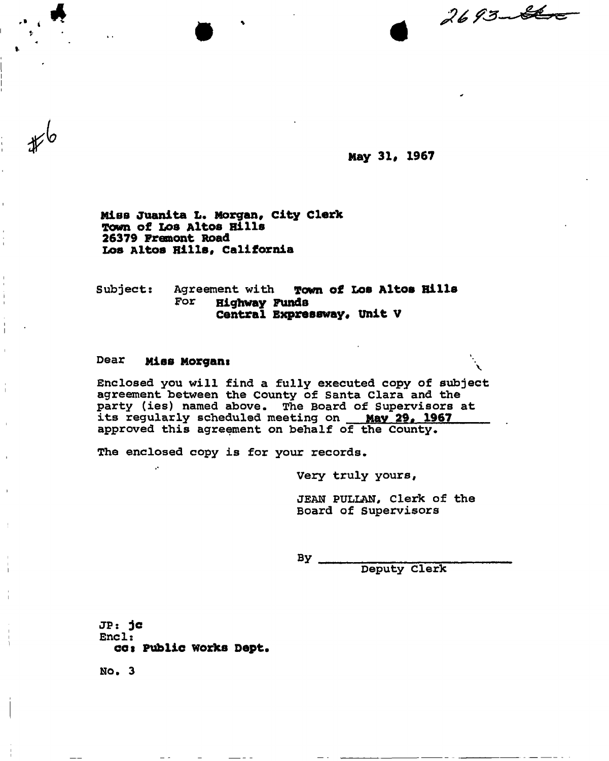2693-

#6

May 31, 1967

Miss Juanita L. Morgan, City Clerk
Town of Los Altos Hills
26379 Fremont Road
Los Altos Hills, California

Subject: Agreement with **Town of Los Altos Hills**
For **Highway Funds**
**Central Expressway, Unit V**

Dear **Miss Morgan:**

Enclosed you will find a fully executed copy of subject agreement between the County of Santa Clara and the party (ies) named above. The Board of Supervisors at its regularly scheduled meeting on **May 29, 1967** approved this agreement on behalf of the County.

The enclosed copy is for your records.

Very truly yours,

JEAN PULLAN, Clerk of the Board of Supervisors

By ______________________
Deputy Clerk

JP: jc
Encl:
cc: Public Works Dept.

No. 3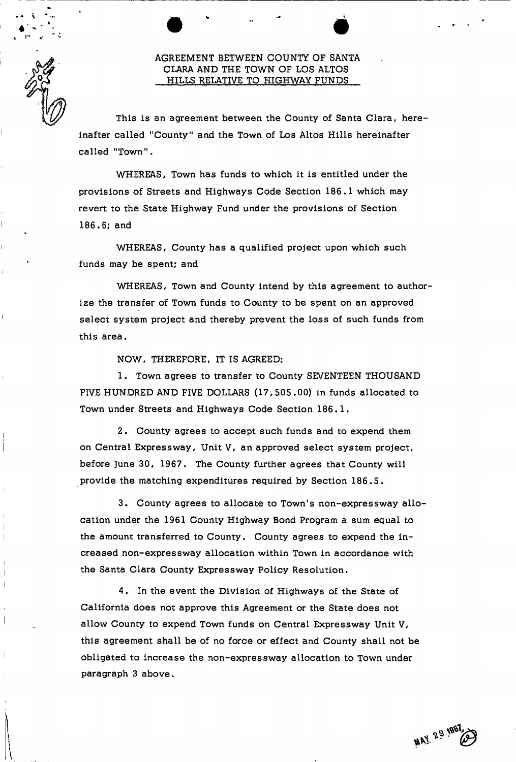AGREEMENT BETWEEN COUNTY OF SANTA CLARA AND THE TOWN OF LOS ALTOS HILLS RELATIVE TO HIGHWAY FUNDS

This is an agreement between the County of Santa Clara, hereinafter called "County" and the Town of Los Altos Hills hereinafter called "Town".

WHEREAS, Town has funds to which it is entitled under the provisions of Streets and Highways Code Section 186.1 which may revert to the State Highway Fund under the provisions of Section 186.6; and

WHEREAS, County has a qualified project upon which such funds may be spent; and

WHEREAS, Town and County intend by this agreement to authorize the transfer of Town funds to County to be spent on an approved select system project and thereby prevent the loss of such funds from this area.

NOW, THEREFORE, IT IS AGREED:

1. Town agrees to transfer to County SEVENTEEN THOUSAND FIVE HUNDRED AND FIVE DOLLARS (17,505.00) in funds allocated to Town under Streets and Highways Code Section 186.1.

2. County agrees to accept such funds and to expend them on Central Expressway, Unit V, an approved select system project, before June 30, 1967. The County further agrees that County will provide the matching expenditures required by Section 186.5.

3. County agrees to allocate to Town's non-expressway allocation under the 1961 County Highway Bond Program a sum equal to the amount transferred to County. County agrees to expend the increased non-expressway allocation within Town in accordance with the Santa Clara County Expressway Policy Resolution.

4. In the event the Division of Highways of the State of California does not approve this Agreement or the State does not allow County to expend Town funds on Central Expressway Unit V, this agreement shall be of no force or effect and County shall not be obligated to increase the non-expressway allocation to Town under paragraph 3 above.

MAY 29 1967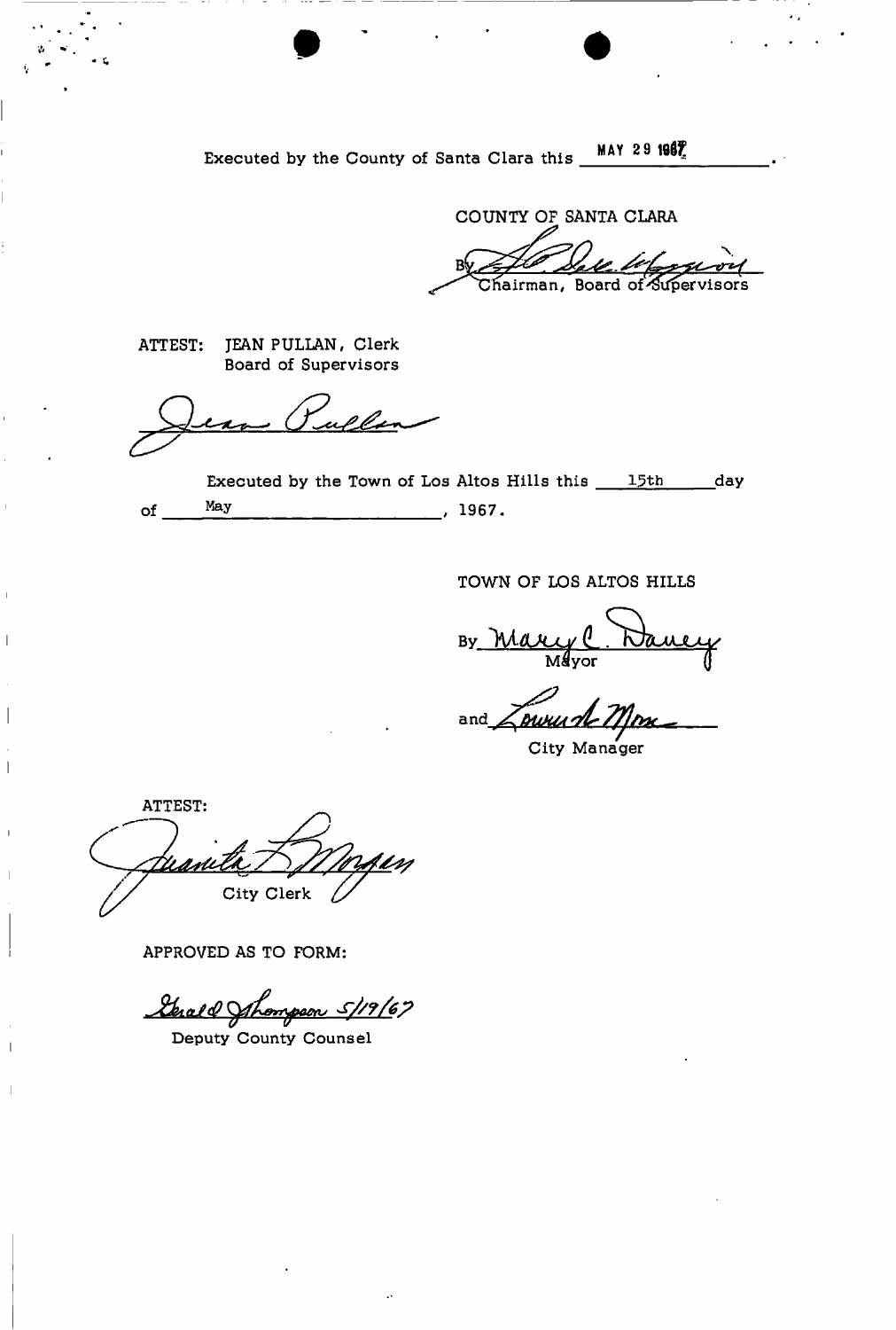Executed by the County of Santa Clara this MAY 29 1967.

COUNTY OF SANTA CLARA

By _______________________
Chairman, Board of Supervisors

ATTEST: JEAN PULLAN, Clerk
Board of Supervisors

_______________________

Executed by the Town of Los Altos Hills this 15th day of May, 1967.

TOWN OF LOS ALTOS HILLS

By _______________________
Mayor

and _______________________
City Manager

ATTEST:

_______________________
City Clerk

APPROVED AS TO FORM:

_______________________ 5/19/67
Deputy County Counsel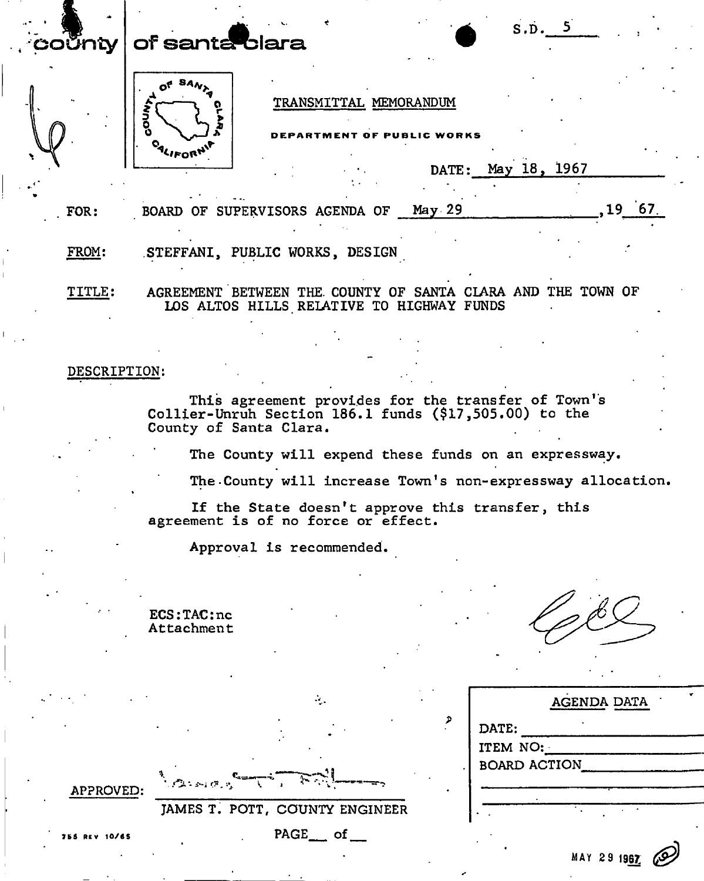county | of santa clara

S.D. 5

TRANSMITTAL MEMORANDUM

DEPARTMENT OF PUBLIC WORKS

DATE: May 18, 1967

FOR: BOARD OF SUPERVISORS AGENDA OF May 29, 19 67

FROM: STEFFANI, PUBLIC WORKS, DESIGN

TITLE: AGREEMENT BETWEEN THE COUNTY OF SANTA CLARA AND THE TOWN OF LOS ALTOS HILLS RELATIVE TO HIGHWAY FUNDS

DESCRIPTION:

This agreement provides for the transfer of Town's Collier-Unruh Section 186.1 funds ($17,505.00) to the County of Santa Clara.

The County will expend these funds on an expressway.

The County will increase Town's non-expressway allocation.

If the State doesn't approve this transfer, this agreement is of no force or effect.

Approval is recommended.

ECS:TAC:nc
Attachment

APPROVED: ______________________
JAMES T. POTT, COUNTY ENGINEER

| AGENDA DATA |
| --- |
| DATE: |
| ITEM NO: |
| BOARD ACTION |

755 REV 10/65

MAY 29 1967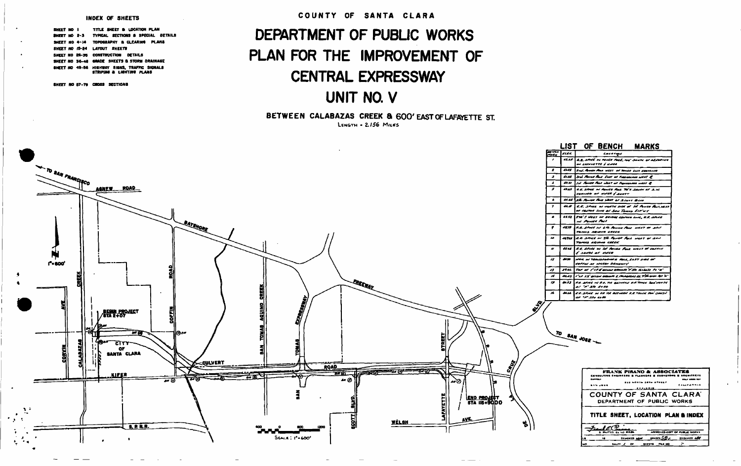## INDEX OF SHEETS

| | |
|---|---|
| SHEET NO 1 | TITLE SHEET & LOCATION PLAN |
| SHEET NO 2-3 | TYPICAL SECTIONS & SPECIAL DETAILS |
| SHEET NO 4-14 | TOPOGRAPHY & CLEARING PLANS |
| SHEET NO 15-24 | LAYOUT SHEETS |
| SHEET NO 25-35 | CONSTRUCTION DETAILS |
| SHEET NO 36-48 | GRADE SHEETS & STORM DRAINAGE |
| SHEET NO 49-56 | HIGHWAY SIGNS, TRAFFIC SIGNALS STRIPING & LIGHTING PLANS |
| SHEET NO 57-79 | CROSS SECTIONS |

COUNTY OF SANTA CLARA

# DEPARTMENT OF PUBLIC WORKS
# PLAN FOR THE IMPROVEMENT OF
# CENTRAL EXPRESSWAY
# UNIT NO. V

**BETWEEN CALABAZAS CREEK & 600' EAST OF LAFAYETTE ST.**

LENGTH = 2.156 MILES

## LIST OF BENCH MARKS

| BENCH MARK | ELEV. | LOCATION |
|---|---|---|
| 1 | 42.48 | R.R. SPIKE IN POWER POLE, 700' SOUTH OF ?? CORNER OF LAFAYETTE & KIFER |
| 2 | 46.08 | 2nd. POWER POLE WEST OF ?? ?? CROSSING |
| 3 | 51.25 | 3rd. POWER POLE EAST OF ?? WEST ℄ |
| 4 | 52.31 | 1st POWER POLE WEST OF ?? ℄ |
| 5 | 42.65 | R.R. SPIKE IN POWER POLE 70'± SOUTH OF S.W. CORNER OF KIFER & SCOTT |
| 6 | 44.05 | 5th POWER POLE WEST OF SCOTT BLVD |
| 7 | 46.81 | R.R. SPIKE IN NORTH SIDE OF 1st POWER POLE WEST OF CENTER LINE OF SAN TOMAS EXP'WY |
| 8 | 45.52 | 270'± WEST OF BRIDGE CENTER LINE, R.R. SPIKE IN POWER POLE |
| 9 | 45.79 | R.R. SPIKE IN 6th POWER POLE WEST OF SAN TOMAS AQUINO CREEK |
| 10 | 46.725 | R.R. SPIKE IN 9th POWER POLE WEST OF SAN TOMAS AQUINO CREEK |
| 11 | 45.62 | R.R. SPIKE IN 1st POWER POLE WEST OF COFFIN & SOUTH OF KIFER |
| 12 | 46.30 | NAIL IN TRANSFORMER POLE, EAST SIDE OF COFFIN AT WILCOX CEMETERY |
| 13 | 57.06 | TOP OF 1"x1.5' ?? "? Sta ?" |
| 14 | 60.43 | 1"x1.5' ?? |
| 15 | 60.23 | R.R. SPIKE IN ?? S.P. TRACK ??' NORTH OF "?" Sta ?? |
| 16 | 60.66 | R.R. SPIKE IN ?? S.P. TRACK ??' SOUTH OF "?" Sta ?? |

TO SAN FRANCISCO

AGNEW ROAD

BAYSHORE

FREEWAY

EXPRESSWAY

SAN TOMAS AQUINO CREEK

CALABAZAS CREEK

CORVIN AVE

COFFIN ROAD

BEGIN PROJECT STA 2+07

CITY OF SANTA CLARA

CULVERT

KIFER

ROAD

SAN TOMAS

SCOTT BLVD.

WELSH

LAFAYETTE STREET

END PROJECT STA 116+90.00

AVE.

LA CRUZ BLVD

DE

TO SAN JOSE

S.P.R.R.

1"=600'

SCALE: 1"=600'

600 0 600 1200

FRANK PIRANO & ASSOCIATES
CONSULTING ENGINEERS & PLANNERS & SURVEYORS & ARCHITECTS
SAN JOSE — CALIFORNIA

COUNTY OF SANTA CLARA
DEPARTMENT OF PUBLIC WORKS

TITLE SHEET, LOCATION PLAN & INDEX

SHEET 1 OF SHEETS